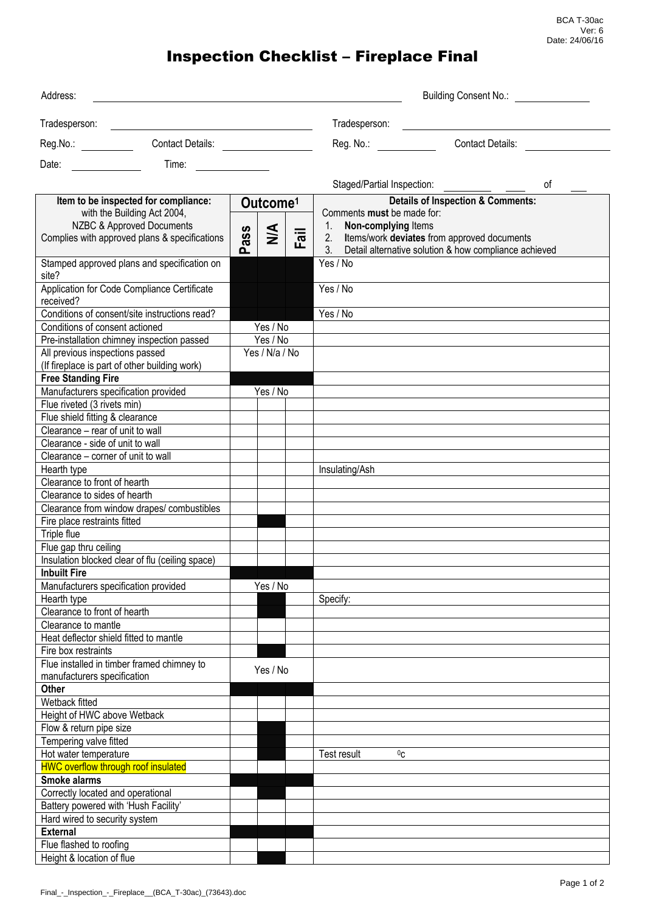BCA T-30ac
Ver: 6
Date: 24/06/16

# Inspection Checklist – Fireplace Final

Address: ______________________ Building Consent No.: __________

Tradesperson: __________________ Tradesperson: __________________

Reg.No.: ________ Contact Details: __________ Reg. No.: ________ Contact Details: __________

Date: ________ Time: ________

Staged/Partial Inspection: ________ ____ of ____

| Item to be inspected for compliance: with the Building Act 2004, NZBC & Approved Documents Complies with approved plans & specifications | Outcome[1] Pass | N/A | Fail | Details of Inspection & Comments: Comments **must** be made for: 1. **Non-complying** Items 2. Items/work **deviates** from approved documents 3. Detail alternative solution & how compliance achieved |
|---|---|---|---|---|
| Stamped approved plans and specification on site? | | | | Yes / No |
| Application for Code Compliance Certificate received? | | | | Yes / No |
| Conditions of consent/site instructions read? | | | | Yes / No |
| Conditions of consent actioned | Yes / No | | | |
| Pre-installation chimney inspection passed | Yes / No | | | |
| All previous inspections passed (If fireplace is part of other building work) | Yes / N/a / No | | | |
| **Free Standing Fire** | | | | |
| Manufacturers specification provided | Yes / No | | | |
| Flue riveted (3 rivets min) | | | | |
| Flue shield fitting & clearance | | | | |
| Clearance – rear of unit to wall | | | | |
| Clearance - side of unit to wall | | | | |
| Clearance – corner of unit to wall | | | | |
| Hearth type | | | | Insulating/Ash |
| Clearance to front of hearth | | | | |
| Clearance to sides of hearth | | | | |
| Clearance from window drapes/ combustibles | | | | |
| Fire place restraints fitted | | | | |
| Triple flue | | | | |
| Flue gap thru ceiling | | | | |
| Insulation blocked clear of flu (ceiling space) | | | | |
| **Inbuilt Fire** | | | | |
| Manufacturers specification provided | Yes / No | | | |
| Hearth type | | | | Specify: |
| Clearance to front of hearth | | | | |
| Clearance to mantle | | | | |
| Heat deflector shield fitted to mantle | | | | |
| Fire box restraints | | | | |
| Flue installed in timber framed chimney to manufacturers specification | Yes / No | | | |
| **Other** | | | | |
| Wetback fitted | | | | |
| Height of HWC above Wetback | | | | |
| Flow & return pipe size | | | | |
| Tempering valve fitted | | | | |
| Hot water temperature | | | | Test result $^0$c |
| HWC overflow through roof insulated | | | | |
| **Smoke alarms** | | | | |
| Correctly located and operational | | | | |
| Battery powered with 'Hush Facility' | | | | |
| Hard wired to security system | | | | |
| **External** | | | | |
| Flue flashed to roofing | | | | |
| Height & location of flue | | | | |

Final_-_Inspection_-_Fireplace__(BCA_T-30ac)_(73643).doc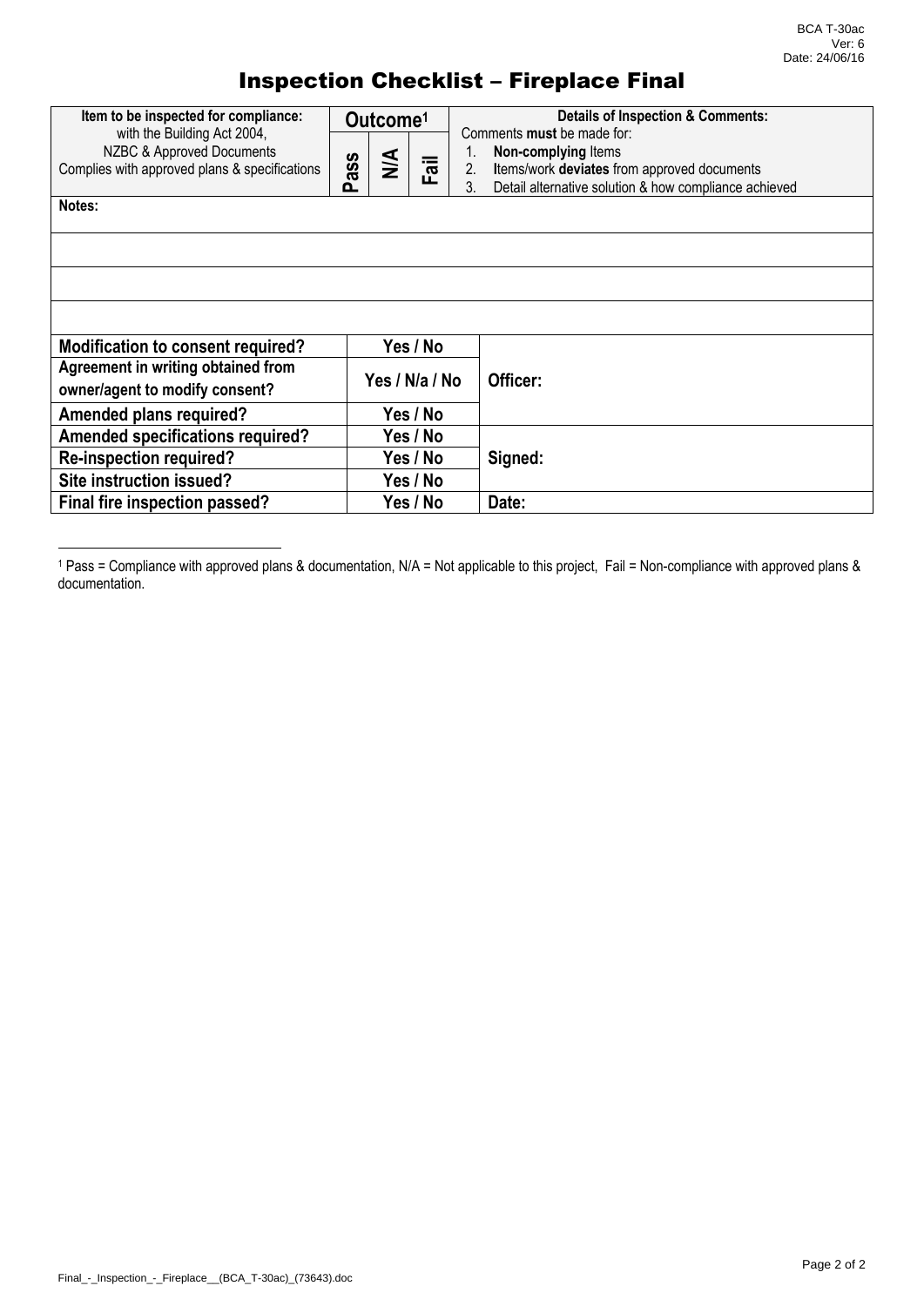# Inspection Checklist – Fireplace Final

| **Item to be inspected for compliance:** with the Building Act 2004, NZBC & Approved Documents Complies with approved plans & specifications | **Outcome**[1] | | | **Details of Inspection & Comments:** Comments **must** be made for: 1. **Non-complying** Items 2. **I**tems/work **deviates** from approved documents 3. Detail alternative solution & how compliance achieved |
|---|---|---|---|---|
| | **Pass** | **N/A** | **Fail** | |
| **Notes:** | | | | |
| | | | | |
| | | | | |
| | | | | |

| | | |
|---|---|---|
| **Modification to consent required?** | **Yes / No** | **Officer:** |
| **Agreement in writing obtained from owner/agent to modify consent?** | **Yes / N/a / No** | |
| **Amended plans required?** | **Yes / No** | |
| **Amended specifications required?** | **Yes / No** | **Signed:** |
| **Re-inspection required?** | **Yes / No** | |
| **Site instruction issued?** | **Yes / No** | |
| **Final fire inspection passed?** | **Yes / No** | **Date:** |

[1] Pass = Compliance with approved plans & documentation, N/A = Not applicable to this project, Fail = Non-compliance with approved plans & documentation.